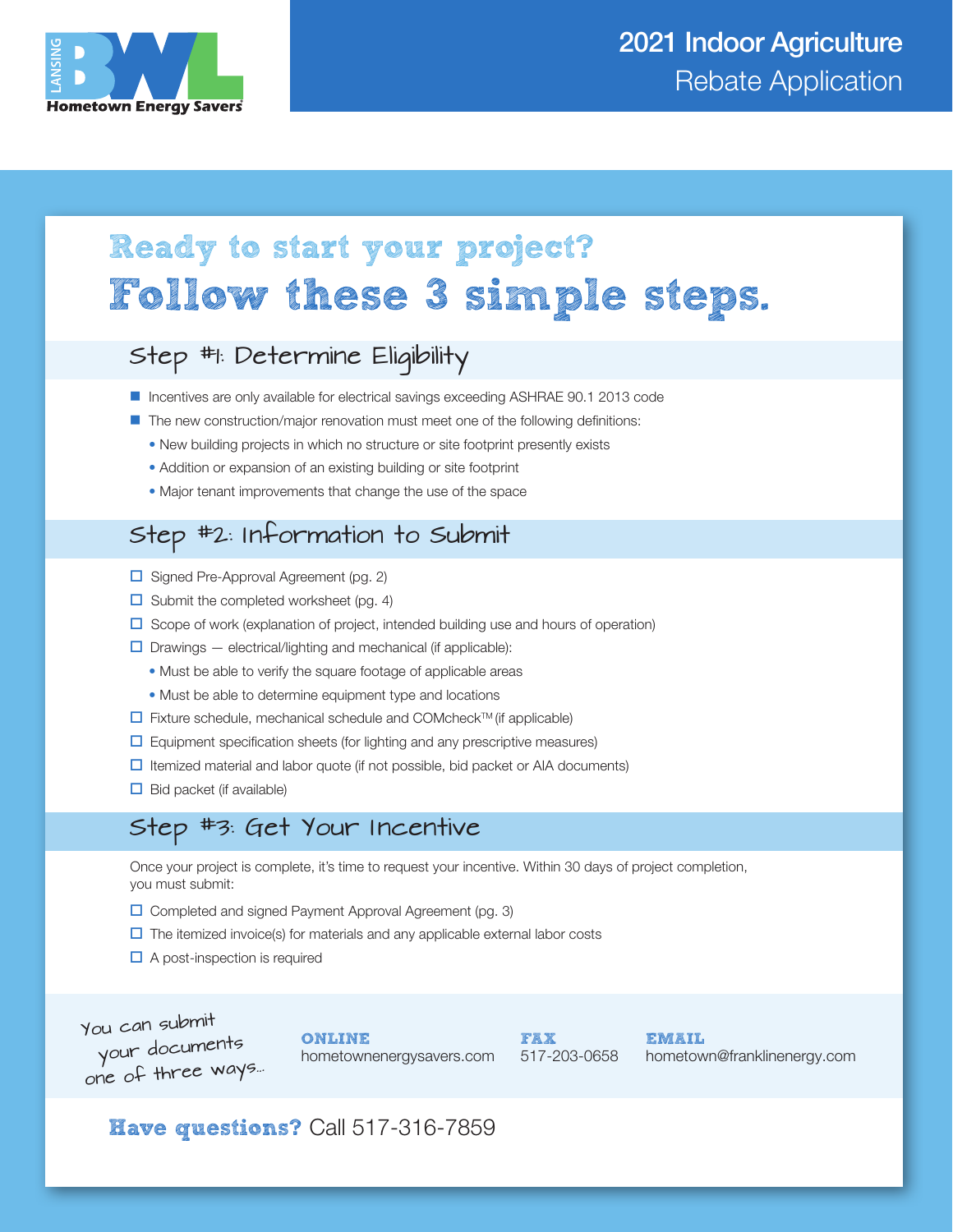LANSING BWL Hometown Energy Savers

# 2021 Indoor Agriculture
## Rebate Application

## Ready to start your project?
# Follow these 3 simple steps.

## Step #1: Determine Eligibility

- Incentives are only available for electrical savings exceeding ASHRAE 90.1 2013 code
- The new construction/major renovation must meet one of the following definitions:
  - New building projects in which no structure or site footprint presently exists
  - Addition or expansion of an existing building or site footprint
  - Major tenant improvements that change the use of the space

## Step #2: Information to Submit

- ☐ Signed Pre-Approval Agreement (pg. 2)
- ☐ Submit the completed worksheet (pg. 4)
- ☐ Scope of work (explanation of project, intended building use and hours of operation)
- ☐ Drawings — electrical/lighting and mechanical (if applicable):
  - Must be able to verify the square footage of applicable areas
  - Must be able to determine equipment type and locations
- ☐ Fixture schedule, mechanical schedule and COMcheck™ (if applicable)
- ☐ Equipment specification sheets (for lighting and any prescriptive measures)
- ☐ Itemized material and labor quote (if not possible, bid packet or AIA documents)
- ☐ Bid packet (if available)

## Step #3: Get Your Incentive

Once your project is complete, it's time to request your incentive. Within 30 days of project completion, you must submit:

- ☐ Completed and signed Payment Approval Agreement (pg. 3)
- ☐ The itemized invoice(s) for materials and any applicable external labor costs
- ☐ A post-inspection is required

You can submit your documents one of three ways...

**ONLINE**
hometownenergysavers.com

**FAX**
517-203-0658

**EMAIL**
hometown@franklinenergy.com

**Have questions?** Call 517-316-7859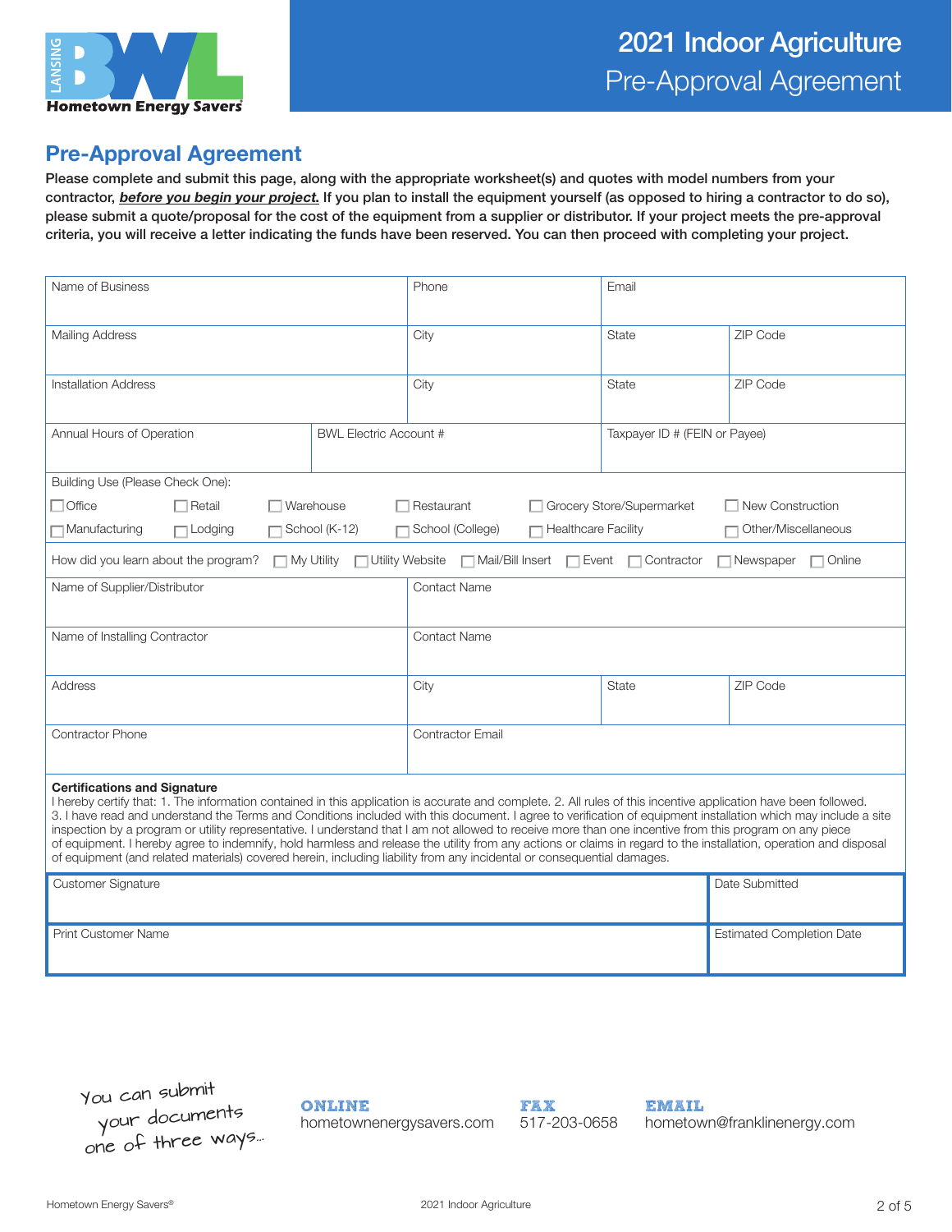# 2021 Indoor Agriculture Pre-Approval Agreement

## Pre-Approval Agreement

**Please complete and submit this page, along with the appropriate worksheet(s) and quotes with model numbers from your contractor, *before you begin your project.* If you plan to install the equipment yourself (as opposed to hiring a contractor to do so), please submit a quote/proposal for the cost of the equipment from a supplier or distributor. If your project meets the pre-approval criteria, you will receive a letter indicating the funds have been reserved. You can then proceed with completing your project.**

| Name of Business | Phone | Email | |
|---|---|---|---|
| Mailing Address | City | State | ZIP Code |
| Installation Address | City | State | ZIP Code |
| Annual Hours of Operation | BWL Electric Account # | Taxpayer ID # (FEIN or Payee) | |

Building Use (Please Check One):

☐ Office ☐ Retail ☐ Warehouse ☐ Restaurant ☐ Grocery Store/Supermarket ☐ New Construction
☐ Manufacturing ☐ Lodging ☐ School (K-12) ☐ School (College) ☐ Healthcare Facility ☐ Other/Miscellaneous

How did you learn about the program? ☐ My Utility ☐ Utility Website ☐ Mail/Bill Insert ☐ Event ☐ Contractor ☐ Newspaper ☐ Online

| Name of Supplier/Distributor | Contact Name | | |
|---|---|---|---|
| Name of Installing Contractor | Contact Name | | |
| Address | City | State | ZIP Code |
| Contractor Phone | Contractor Email | | |

**Certifications and Signature**

I hereby certify that: 1. The information contained in this application is accurate and complete. 2. All rules of this incentive application have been followed. 3. I have read and understand the Terms and Conditions included with this document. I agree to verification of equipment installation which may include a site inspection by a program or utility representative. I understand that I am not allowed to receive more than one incentive from this program on any piece of equipment. I hereby agree to indemnify, hold harmless and release the utility from any actions or claims in regard to the installation, operation and disposal of equipment (and related materials) covered herein, including liability from any incidental or consequential damages.

| Customer Signature | Date Submitted |
|---|---|
| Print Customer Name | Estimated Completion Date |

You can submit your documents one of three ways...

**ONLINE**
hometownenergysavers.com

**FAX**
517-203-0658

**EMAIL**
hometown@franklinenergy.com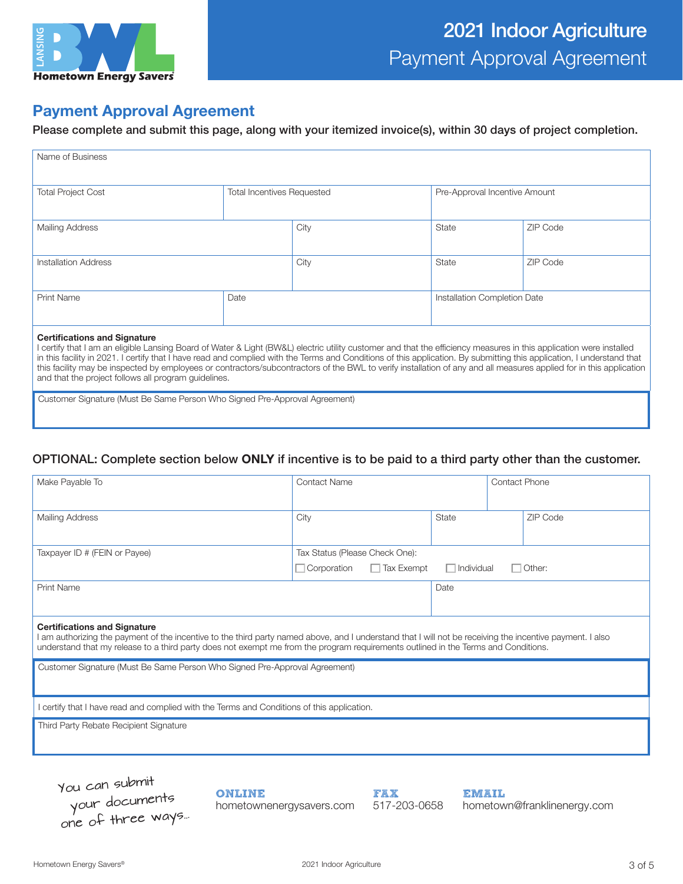# 2021 Indoor Agriculture
Payment Approval Agreement

## Payment Approval Agreement

**Please complete and submit this page, along with your itemized invoice(s), within 30 days of project completion.**

| | | | |
|---|---|---|---|
| Name of Business | | | |
| Total Project Cost | Total Incentives Requested | Pre-Approval Incentive Amount | |
| Mailing Address | City | State | ZIP Code |
| Installation Address | City | State | ZIP Code |
| Print Name | Date | Installation Completion Date | |

**Certifications and Signature**
I certify that I am an eligible Lansing Board of Water & Light (BW&L) electric utility customer and that the efficiency measures in this application were installed in this facility in 2021. I certify that I have read and complied with the Terms and Conditions of this application. By submitting this application, I understand that this facility may be inspected by employees or contractors/subcontractors of the BWL to verify installation of any and all measures applied for in this application and that the project follows all program guidelines.

Customer Signature (Must Be Same Person Who Signed Pre-Approval Agreement)

### OPTIONAL: Complete section below **ONLY** if incentive is to be paid to a third party other than the customer.

| | | | |
|---|---|---|---|
| Make Payable To | Contact Name | Contact Phone | |
| Mailing Address | City | State | ZIP Code |
| Taxpayer ID # (FEIN or Payee) | Tax Status (Please Check One): ☐ Corporation ☐ Tax Exempt ☐ Individual ☐ Other: | | |
| Print Name | Date | | |

**Certifications and Signature**
I am authorizing the payment of the incentive to the third party named above, and I understand that I will not be receiving the incentive payment. I also understand that my release to a third party does not exempt me from the program requirements outlined in the Terms and Conditions.

Customer Signature (Must Be Same Person Who Signed Pre-Approval Agreement)

I certify that I have read and complied with the Terms and Conditions of this application.

Third Party Rebate Recipient Signature

You can submit your documents one of three ways...

**ONLINE**
hometownenergysavers.com

**FAX**
517-203-0658

**EMAIL**
hometown@franklinenergy.com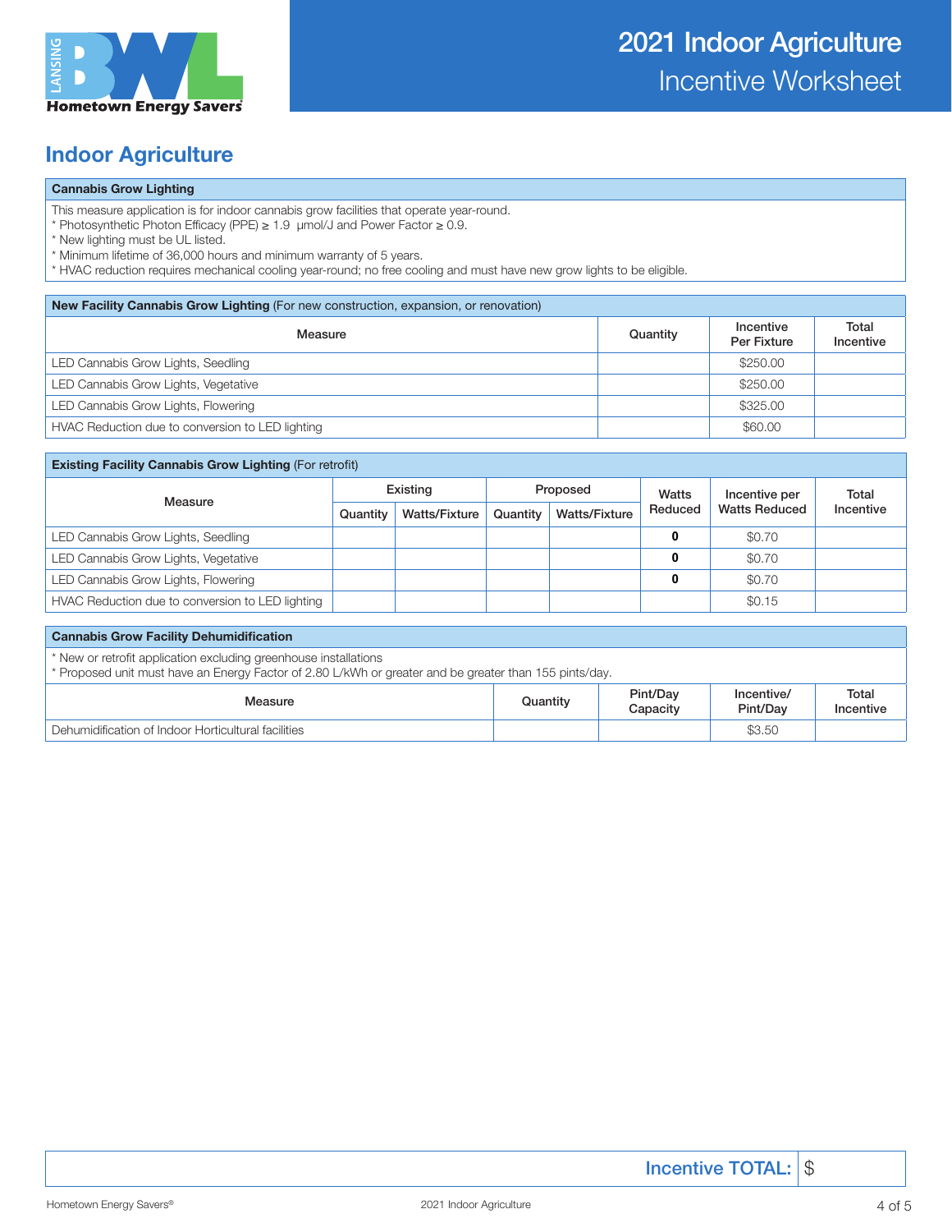# 2021 Indoor Agriculture Incentive Worksheet

## Indoor Agriculture

| Cannabis Grow Lighting |
|---|
| This measure application is for indoor cannabis grow facilities that operate year-round.<br>* Photosynthetic Photon Efficacy (PPE) ≥ 1.9 µmol/J and Power Factor ≥ 0.9.<br>* New lighting must be UL listed.<br>* Minimum lifetime of 36,000 hours and minimum warranty of 5 years.<br>* HVAC reduction requires mechanical cooling year-round; no free cooling and must have new grow lights to be eligible. |

**New Facility Cannabis Grow Lighting** (For new construction, expansion, or renovation)

| Measure | Quantity | Incentive Per Fixture | Total Incentive |
|---|---|---|---|
| LED Cannabis Grow Lights, Seedling | | $250.00 | |
| LED Cannabis Grow Lights, Vegetative | | $250.00 | |
| LED Cannabis Grow Lights, Flowering | | $325.00 | |
| HVAC Reduction due to conversion to LED lighting | | $60.00 | |

**Existing Facility Cannabis Grow Lighting** (For retrofit)

| Measure | Existing | | Proposed | | Watts Reduced | Incentive per Watts Reduced | Total Incentive |
|---|---|---|---|---|---|---|---|
| | Quantity | Watts/Fixture | Quantity | Watts/Fixture | | | |
| LED Cannabis Grow Lights, Seedling | | | | | **0** | $0.70 | |
| LED Cannabis Grow Lights, Vegetative | | | | | **0** | $0.70 | |
| LED Cannabis Grow Lights, Flowering | | | | | **0** | $0.70 | |
| HVAC Reduction due to conversion to LED lighting | | | | | | $0.15 | |

**Cannabis Grow Facility Dehumidification**

* New or retrofit application excluding greenhouse installations
* Proposed unit must have an Energy Factor of 2.80 L/kWh or greater and be greater than 155 pints/day.

| Measure | Quantity | Pint/Day Capacity | Incentive/ Pint/Day | Total Incentive |
|---|---|---|---|---|
| Dehumidification of Indoor Horticultural facilities | | | $3.50 | |

**Incentive TOTAL:** $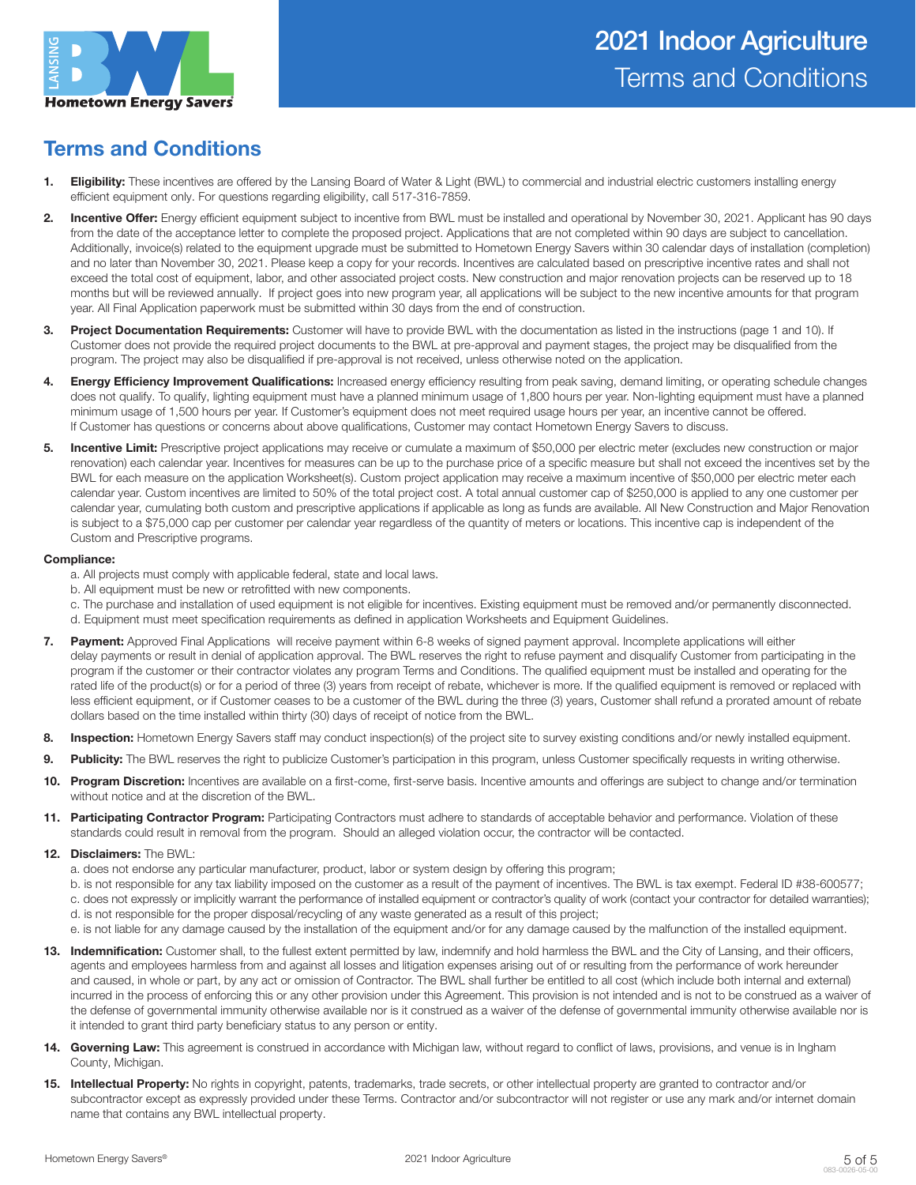# 2021 Indoor Agriculture
Terms and Conditions

## Terms and Conditions

1. **Eligibility:** These incentives are offered by the Lansing Board of Water & Light (BWL) to commercial and industrial electric customers installing energy efficient equipment only. For questions regarding eligibility, call 517-316-7859.

2. **Incentive Offer:** Energy efficient equipment subject to incentive from BWL must be installed and operational by November 30, 2021. Applicant has 90 days from the date of the acceptance letter to complete the proposed project. Applications that are not completed within 90 days are subject to cancellation. Additionally, invoice(s) related to the equipment upgrade must be submitted to Hometown Energy Savers within 30 calendar days of installation (completion) and no later than November 30, 2021. Please keep a copy for your records. Incentives are calculated based on prescriptive incentive rates and shall not exceed the total cost of equipment, labor, and other associated project costs. New construction and major renovation projects can be reserved up to 18 months but will be reviewed annually. If project goes into new program year, all applications will be subject to the new incentive amounts for that program year. All Final Application paperwork must be submitted within 30 days from the end of construction.

3. **Project Documentation Requirements:** Customer will have to provide BWL with the documentation as listed in the instructions (page 1 and 10). If Customer does not provide the required project documents to the BWL at pre-approval and payment stages, the project may be disqualified from the program. The project may also be disqualified if pre-approval is not received, unless otherwise noted on the application.

4. **Energy Efficiency Improvement Qualifications:** Increased energy efficiency resulting from peak saving, demand limiting, or operating schedule changes does not qualify. To qualify, lighting equipment must have a planned minimum usage of 1,800 hours per year. Non-lighting equipment must have a planned minimum usage of 1,500 hours per year. If Customer's equipment does not meet required usage hours per year, an incentive cannot be offered. If Customer has questions or concerns about above qualifications, Customer may contact Hometown Energy Savers to discuss.

5. **Incentive Limit:** Prescriptive project applications may receive or cumulate a maximum of $50,000 per electric meter (excludes new construction or major renovation) each calendar year. Incentives for measures can be up to the purchase price of a specific measure but shall not exceed the incentives set by the BWL for each measure on the application Worksheet(s). Custom project application may receive a maximum incentive of $50,000 per electric meter each calendar year. Custom incentives are limited to 50% of the total project cost. A total annual customer cap of $250,000 is applied to any one customer per calendar year, cumulating both custom and prescriptive applications if applicable as long as funds are available. All New Construction and Major Renovation is subject to a $75,000 cap per customer per calendar year regardless of the quantity of meters or locations. This incentive cap is independent of the Custom and Prescriptive programs.

**Compliance:**

a. All projects must comply with applicable federal, state and local laws.
b. All equipment must be new or retrofitted with new components.
c. The purchase and installation of used equipment is not eligible for incentives. Existing equipment must be removed and/or permanently disconnected.
d. Equipment must meet specification requirements as defined in application Worksheets and Equipment Guidelines.

7. **Payment:** Approved Final Applications will receive payment within 6-8 weeks of signed payment approval. Incomplete applications will either delay payments or result in denial of application approval. The BWL reserves the right to refuse payment and disqualify Customer from participating in the program if the customer or their contractor violates any program Terms and Conditions. The qualified equipment must be installed and operating for the rated life of the product(s) or for a period of three (3) years from receipt of rebate, whichever is more. If the qualified equipment is removed or replaced with less efficient equipment, or if Customer ceases to be a customer of the BWL during the three (3) years, Customer shall refund a prorated amount of rebate dollars based on the time installed within thirty (30) days of receipt of notice from the BWL.

8. **Inspection:** Hometown Energy Savers staff may conduct inspection(s) of the project site to survey existing conditions and/or newly installed equipment.

9. **Publicity:** The BWL reserves the right to publicize Customer's participation in this program, unless Customer specifically requests in writing otherwise.

10. **Program Discretion:** Incentives are available on a first-come, first-serve basis. Incentive amounts and offerings are subject to change and/or termination without notice and at the discretion of the BWL.

11. **Participating Contractor Program:** Participating Contractors must adhere to standards of acceptable behavior and performance. Violation of these standards could result in removal from the program. Should an alleged violation occur, the contractor will be contacted.

12. **Disclaimers:** The BWL:

a. does not endorse any particular manufacturer, product, labor or system design by offering this program;
b. is not responsible for any tax liability imposed on the customer as a result of the payment of incentives. The BWL is tax exempt. Federal ID #38-600577;
c. does not expressly or implicitly warrant the performance of installed equipment or contractor's quality of work (contact your contractor for detailed warranties);
d. is not responsible for the proper disposal/recycling of any waste generated as a result of this project;
e. is not liable for any damage caused by the installation of the equipment and/or for any damage caused by the malfunction of the installed equipment.

13. **Indemnification:** Customer shall, to the fullest extent permitted by law, indemnify and hold harmless the BWL and the City of Lansing, and their officers, agents and employees harmless from and against all losses and litigation expenses arising out of or resulting from the performance of work hereunder and caused, in whole or part, by any act or omission of Contractor. The BWL shall further be entitled to all cost (which include both internal and external) incurred in the process of enforcing this or any other provision under this Agreement. This provision is not intended and is not to be construed as a waiver of the defense of governmental immunity otherwise available nor is it construed as a waiver of the defense of governmental immunity otherwise available nor is it intended to grant third party beneficiary status to any person or entity.

14. **Governing Law:** This agreement is construed in accordance with Michigan law, without regard to conflict of laws, provisions, and venue is in Ingham County, Michigan.

15. **Intellectual Property:** No rights in copyright, patents, trademarks, trade secrets, or other intellectual property are granted to contractor and/or subcontractor except as expressly provided under these Terms. Contractor and/or subcontractor will not register or use any mark and/or internet domain name that contains any BWL intellectual property.